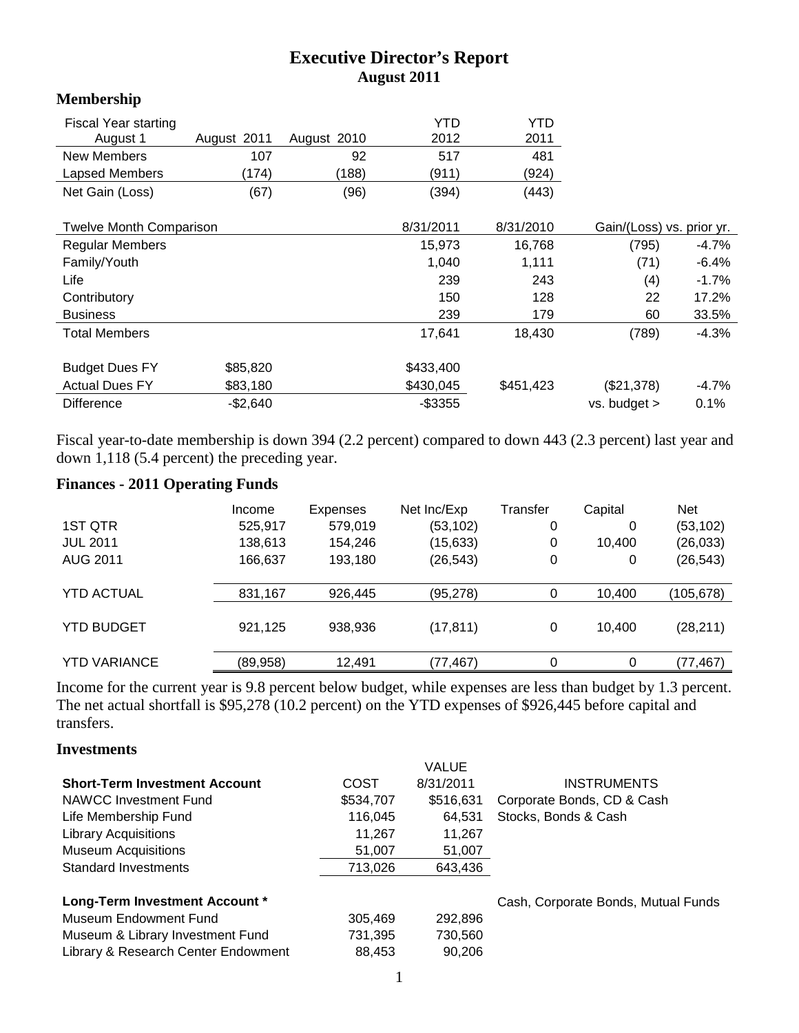# Executive Director's Report
## August 2011

### Membership

| Fiscal Year starting August 1 | August 2011 | August 2010 | YTD 2012 | YTD 2011 |
|---|---|---|---|---|
| New Members | 107 | 92 | 517 | 481 |
| Lapsed Members | (174) | (188) | (911) | (924) |
| Net Gain (Loss) | (67) | (96) | (394) | (443) |

| Twelve Month Comparison | | | 8/31/2011 | 8/31/2010 | Gain/(Loss) vs. prior yr. | |
|---|---|---|---|---|---|---|
| Regular Members | | | 15,973 | 16,768 | (795) | -4.7% |
| Family/Youth | | | 1,040 | 1,111 | (71) | -6.4% |
| Life | | | 239 | 243 | (4) | -1.7% |
| Contributory | | | 150 | 128 | 22 | 17.2% |
| Business | | | 239 | 179 | 60 | 33.5% |
| Total Members | | | 17,641 | 18,430 | (789) | -4.3% |
| | | | | | | |
| Budget Dues FY | $85,820 | | $433,400 | | | |
| Actual Dues FY | $83,180 | | $430,045 | $451,423 | ($21,378) | -4.7% |
| Difference | -$2,640 | | -$3355 | | vs. budget > | 0.1% |

Fiscal year-to-date membership is down 394 (2.2 percent) compared to down 443 (2.3 percent) last year and down 1,118 (5.4 percent) the preceding year.

### Finances - 2011 Operating Funds

| | Income | Expenses | Net Inc/Exp | Transfer | Capital | Net |
|---|---|---|---|---|---|---|
| 1ST QTR | 525,917 | 579,019 | (53,102) | 0 | 0 | (53,102) |
| JUL 2011 | 138,613 | 154,246 | (15,633) | 0 | 10,400 | (26,033) |
| AUG 2011 | 166,637 | 193,180 | (26,543) | 0 | 0 | (26,543) |
| YTD ACTUAL | 831,167 | 926,445 | (95,278) | 0 | 10,400 | (105,678) |
| YTD BUDGET | 921,125 | 938,936 | (17,811) | 0 | 10,400 | (28,211) |
| YTD VARIANCE | (89,958) | 12,491 | (77,467) | 0 | 0 | (77,467) |

Income for the current year is 9.8 percent below budget, while expenses are less than budget by 1.3 percent. The net actual shortfall is $95,278 (10.2 percent) on the YTD expenses of $926,445 before capital and transfers.

### Investments

| Short-Term Investment Account | COST | VALUE 8/31/2011 | INSTRUMENTS |
|---|---|---|---|
| NAWCC Investment Fund | $534,707 | $516,631 | Corporate Bonds, CD & Cash |
| Life Membership Fund | 116,045 | 64,531 | Stocks, Bonds & Cash |
| Library Acquisitions | 11,267 | 11,267 | |
| Museum Acquisitions | 51,007 | 51,007 | |
| Standard Investments | 713,026 | 643,436 | |
| | | | |
| **Long-Term Investment Account *** | | | Cash, Corporate Bonds, Mutual Funds |
| Museum Endowment Fund | 305,469 | 292,896 | |
| Museum & Library Investment Fund | 731,395 | 730,560 | |
| Library & Research Center Endowment | 88,453 | 90,206 | |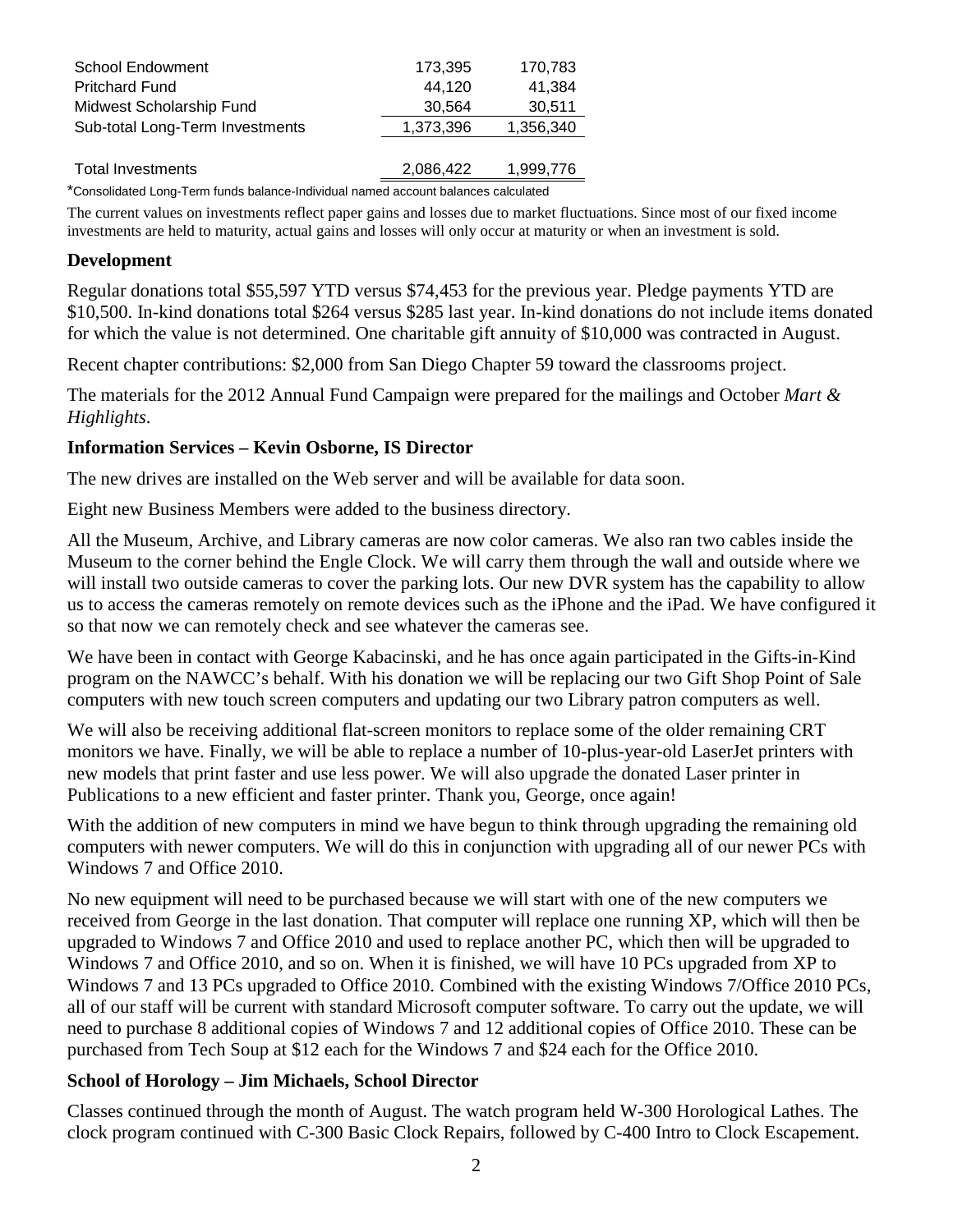| | | |
|---|---|---|
| School Endowment | 173,395 | 170,783 |
| Pritchard Fund | 44,120 | 41,384 |
| Midwest Scholarship Fund | 30,564 | 30,511 |
| Sub-total Long-Term Investments | 1,373,396 | 1,356,340 |
| | | |
| Total Investments | 2,086,422 | 1,999,776 |

*Consolidated Long-Term funds balance-Individual named account balances calculated

The current values on investments reflect paper gains and losses due to market fluctuations. Since most of our fixed income investments are held to maturity, actual gains and losses will only occur at maturity or when an investment is sold.

### Development

Regular donations total $55,597 YTD versus $74,453 for the previous year. Pledge payments YTD are $10,500. In-kind donations total $264 versus $285 last year. In-kind donations do not include items donated for which the value is not determined. One charitable gift annuity of $10,000 was contracted in August.

Recent chapter contributions: $2,000 from San Diego Chapter 59 toward the classrooms project.

The materials for the 2012 Annual Fund Campaign were prepared for the mailings and October *Mart & Highlights*.

### Information Services – Kevin Osborne, IS Director

The new drives are installed on the Web server and will be available for data soon.

Eight new Business Members were added to the business directory.

All the Museum, Archive, and Library cameras are now color cameras. We also ran two cables inside the Museum to the corner behind the Engle Clock. We will carry them through the wall and outside where we will install two outside cameras to cover the parking lots. Our new DVR system has the capability to allow us to access the cameras remotely on remote devices such as the iPhone and the iPad. We have configured it so that now we can remotely check and see whatever the cameras see.

We have been in contact with George Kabacinski, and he has once again participated in the Gifts-in-Kind program on the NAWCC's behalf. With his donation we will be replacing our two Gift Shop Point of Sale computers with new touch screen computers and updating our two Library patron computers as well.

We will also be receiving additional flat-screen monitors to replace some of the older remaining CRT monitors we have. Finally, we will be able to replace a number of 10-plus-year-old LaserJet printers with new models that print faster and use less power. We will also upgrade the donated Laser printer in Publications to a new efficient and faster printer. Thank you, George, once again!

With the addition of new computers in mind we have begun to think through upgrading the remaining old computers with newer computers. We will do this in conjunction with upgrading all of our newer PCs with Windows 7 and Office 2010.

No new equipment will need to be purchased because we will start with one of the new computers we received from George in the last donation. That computer will replace one running XP, which will then be upgraded to Windows 7 and Office 2010 and used to replace another PC, which then will be upgraded to Windows 7 and Office 2010, and so on. When it is finished, we will have 10 PCs upgraded from XP to Windows 7 and 13 PCs upgraded to Office 2010. Combined with the existing Windows 7/Office 2010 PCs, all of our staff will be current with standard Microsoft computer software. To carry out the update, we will need to purchase 8 additional copies of Windows 7 and 12 additional copies of Office 2010. These can be purchased from Tech Soup at $12 each for the Windows 7 and $24 each for the Office 2010.

### School of Horology – Jim Michaels, School Director

Classes continued through the month of August. The watch program held W-300 Horological Lathes. The clock program continued with C-300 Basic Clock Repairs, followed by C-400 Intro to Clock Escapement.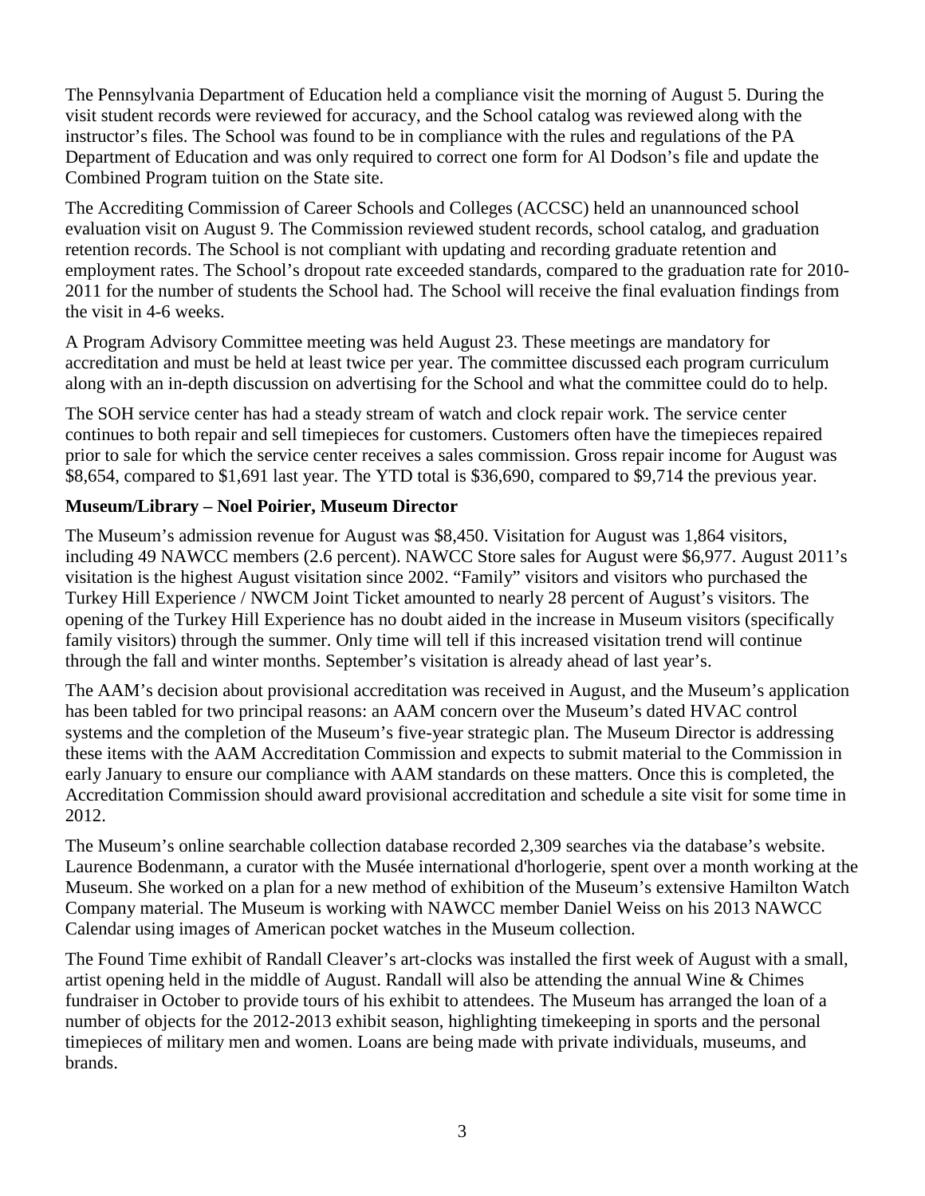The Pennsylvania Department of Education held a compliance visit the morning of August 5. During the visit student records were reviewed for accuracy, and the School catalog was reviewed along with the instructor's files. The School was found to be in compliance with the rules and regulations of the PA Department of Education and was only required to correct one form for Al Dodson's file and update the Combined Program tuition on the State site.

The Accrediting Commission of Career Schools and Colleges (ACCSC) held an unannounced school evaluation visit on August 9. The Commission reviewed student records, school catalog, and graduation retention records. The School is not compliant with updating and recording graduate retention and employment rates. The School's dropout rate exceeded standards, compared to the graduation rate for 2010-2011 for the number of students the School had. The School will receive the final evaluation findings from the visit in 4-6 weeks.

A Program Advisory Committee meeting was held August 23. These meetings are mandatory for accreditation and must be held at least twice per year. The committee discussed each program curriculum along with an in-depth discussion on advertising for the School and what the committee could do to help.

The SOH service center has had a steady stream of watch and clock repair work. The service center continues to both repair and sell timepieces for customers. Customers often have the timepieces repaired prior to sale for which the service center receives a sales commission. Gross repair income for August was $8,654, compared to $1,691 last year. The YTD total is $36,690, compared to $9,714 the previous year.

**Museum/Library – Noel Poirier, Museum Director**

The Museum's admission revenue for August was $8,450. Visitation for August was 1,864 visitors, including 49 NAWCC members (2.6 percent). NAWCC Store sales for August were $6,977. August 2011's visitation is the highest August visitation since 2002. "Family" visitors and visitors who purchased the Turkey Hill Experience / NWCM Joint Ticket amounted to nearly 28 percent of August's visitors. The opening of the Turkey Hill Experience has no doubt aided in the increase in Museum visitors (specifically family visitors) through the summer. Only time will tell if this increased visitation trend will continue through the fall and winter months. September's visitation is already ahead of last year's.

The AAM's decision about provisional accreditation was received in August, and the Museum's application has been tabled for two principal reasons: an AAM concern over the Museum's dated HVAC control systems and the completion of the Museum's five-year strategic plan. The Museum Director is addressing these items with the AAM Accreditation Commission and expects to submit material to the Commission in early January to ensure our compliance with AAM standards on these matters. Once this is completed, the Accreditation Commission should award provisional accreditation and schedule a site visit for some time in 2012.

The Museum's online searchable collection database recorded 2,309 searches via the database's website. Laurence Bodenmann, a curator with the Musée international d'horlogerie, spent over a month working at the Museum. She worked on a plan for a new method of exhibition of the Museum's extensive Hamilton Watch Company material. The Museum is working with NAWCC member Daniel Weiss on his 2013 NAWCC Calendar using images of American pocket watches in the Museum collection.

The Found Time exhibit of Randall Cleaver's art-clocks was installed the first week of August with a small, artist opening held in the middle of August. Randall will also be attending the annual Wine & Chimes fundraiser in October to provide tours of his exhibit to attendees. The Museum has arranged the loan of a number of objects for the 2012-2013 exhibit season, highlighting timekeeping in sports and the personal timepieces of military men and women. Loans are being made with private individuals, museums, and brands.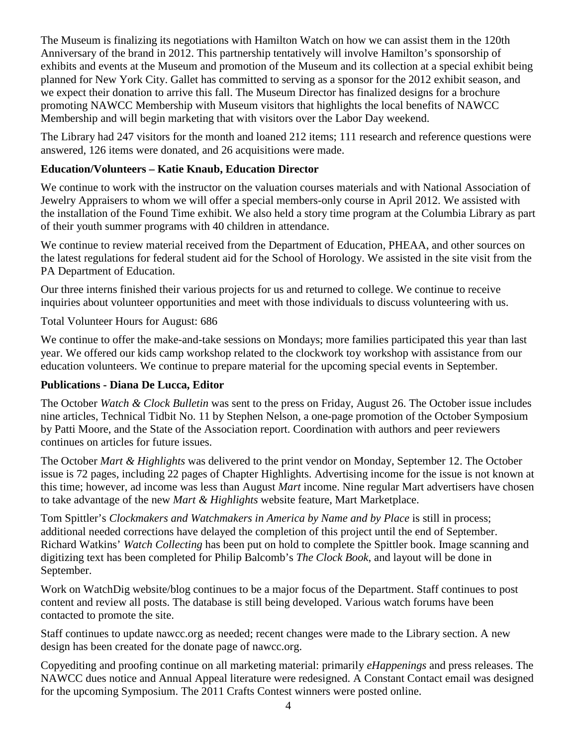The Museum is finalizing its negotiations with Hamilton Watch on how we can assist them in the 120th Anniversary of the brand in 2012. This partnership tentatively will involve Hamilton's sponsorship of exhibits and events at the Museum and promotion of the Museum and its collection at a special exhibit being planned for New York City. Gallet has committed to serving as a sponsor for the 2012 exhibit season, and we expect their donation to arrive this fall. The Museum Director has finalized designs for a brochure promoting NAWCC Membership with Museum visitors that highlights the local benefits of NAWCC Membership and will begin marketing that with visitors over the Labor Day weekend.

The Library had 247 visitors for the month and loaned 212 items; 111 research and reference questions were answered, 126 items were donated, and 26 acquisitions were made.

**Education/Volunteers – Katie Knaub, Education Director**

We continue to work with the instructor on the valuation courses materials and with National Association of Jewelry Appraisers to whom we will offer a special members-only course in April 2012. We assisted with the installation of the Found Time exhibit. We also held a story time program at the Columbia Library as part of their youth summer programs with 40 children in attendance.

We continue to review material received from the Department of Education, PHEAA, and other sources on the latest regulations for federal student aid for the School of Horology. We assisted in the site visit from the PA Department of Education.

Our three interns finished their various projects for us and returned to college. We continue to receive inquiries about volunteer opportunities and meet with those individuals to discuss volunteering with us.

Total Volunteer Hours for August: 686

We continue to offer the make-and-take sessions on Mondays; more families participated this year than last year. We offered our kids camp workshop related to the clockwork toy workshop with assistance from our education volunteers. We continue to prepare material for the upcoming special events in September.

**Publications - Diana De Lucca, Editor**

The October *Watch & Clock Bulletin* was sent to the press on Friday, August 26. The October issue includes nine articles, Technical Tidbit No. 11 by Stephen Nelson, a one-page promotion of the October Symposium by Patti Moore, and the State of the Association report. Coordination with authors and peer reviewers continues on articles for future issues.

The October *Mart & Highlights* was delivered to the print vendor on Monday, September 12. The October issue is 72 pages, including 22 pages of Chapter Highlights. Advertising income for the issue is not known at this time; however, ad income was less than August *Mart* income. Nine regular Mart advertisers have chosen to take advantage of the new *Mart & Highlights* website feature, Mart Marketplace.

Tom Spittler's *Clockmakers and Watchmakers in America by Name and by Place* is still in process; additional needed corrections have delayed the completion of this project until the end of September. Richard Watkins' *Watch Collecting* has been put on hold to complete the Spittler book. Image scanning and digitizing text has been completed for Philip Balcomb's *The Clock Book*, and layout will be done in September.

Work on WatchDig website/blog continues to be a major focus of the Department. Staff continues to post content and review all posts. The database is still being developed. Various watch forums have been contacted to promote the site.

Staff continues to update nawcc.org as needed; recent changes were made to the Library section. A new design has been created for the donate page of nawcc.org.

Copyediting and proofing continue on all marketing material: primarily *eHappenings* and press releases. The NAWCC dues notice and Annual Appeal literature were redesigned. A Constant Contact email was designed for the upcoming Symposium. The 2011 Crafts Contest winners were posted online.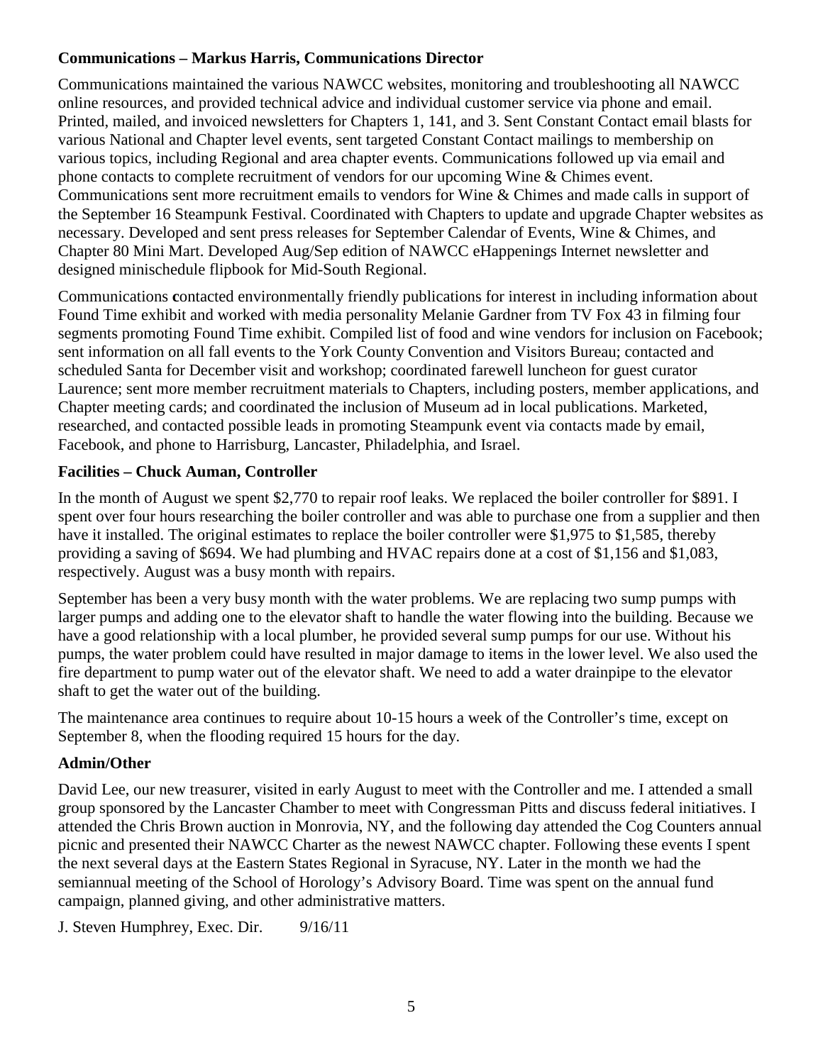**Communications – Markus Harris, Communications Director**

Communications maintained the various NAWCC websites, monitoring and troubleshooting all NAWCC online resources, and provided technical advice and individual customer service via phone and email. Printed, mailed, and invoiced newsletters for Chapters 1, 141, and 3. Sent Constant Contact email blasts for various National and Chapter level events, sent targeted Constant Contact mailings to membership on various topics, including Regional and area chapter events. Communications followed up via email and phone contacts to complete recruitment of vendors for our upcoming Wine & Chimes event. Communications sent more recruitment emails to vendors for Wine & Chimes and made calls in support of the September 16 Steampunk Festival. Coordinated with Chapters to update and upgrade Chapter websites as necessary. Developed and sent press releases for September Calendar of Events, Wine & Chimes, and Chapter 80 Mini Mart. Developed Aug/Sep edition of NAWCC eHappenings Internet newsletter and designed minischedule flipbook for Mid-South Regional.

Communications **c**ontacted environmentally friendly publications for interest in including information about Found Time exhibit and worked with media personality Melanie Gardner from TV Fox 43 in filming four segments promoting Found Time exhibit. Compiled list of food and wine vendors for inclusion on Facebook; sent information on all fall events to the York County Convention and Visitors Bureau; contacted and scheduled Santa for December visit and workshop; coordinated farewell luncheon for guest curator Laurence; sent more member recruitment materials to Chapters, including posters, member applications, and Chapter meeting cards; and coordinated the inclusion of Museum ad in local publications. Marketed, researched, and contacted possible leads in promoting Steampunk event via contacts made by email, Facebook, and phone to Harrisburg, Lancaster, Philadelphia, and Israel.

**Facilities – Chuck Auman, Controller**

In the month of August we spent $2,770 to repair roof leaks. We replaced the boiler controller for $891. I spent over four hours researching the boiler controller and was able to purchase one from a supplier and then have it installed. The original estimates to replace the boiler controller were $1,975 to $1,585, thereby providing a saving of $694. We had plumbing and HVAC repairs done at a cost of $1,156 and $1,083, respectively. August was a busy month with repairs.

September has been a very busy month with the water problems. We are replacing two sump pumps with larger pumps and adding one to the elevator shaft to handle the water flowing into the building. Because we have a good relationship with a local plumber, he provided several sump pumps for our use. Without his pumps, the water problem could have resulted in major damage to items in the lower level. We also used the fire department to pump water out of the elevator shaft. We need to add a water drainpipe to the elevator shaft to get the water out of the building.

The maintenance area continues to require about 10-15 hours a week of the Controller's time, except on September 8, when the flooding required 15 hours for the day.

**Admin/Other**

David Lee, our new treasurer, visited in early August to meet with the Controller and me. I attended a small group sponsored by the Lancaster Chamber to meet with Congressman Pitts and discuss federal initiatives. I attended the Chris Brown auction in Monrovia, NY, and the following day attended the Cog Counters annual picnic and presented their NAWCC Charter as the newest NAWCC chapter. Following these events I spent the next several days at the Eastern States Regional in Syracuse, NY. Later in the month we had the semiannual meeting of the School of Horology's Advisory Board. Time was spent on the annual fund campaign, planned giving, and other administrative matters.

J. Steven Humphrey, Exec. Dir. 9/16/11